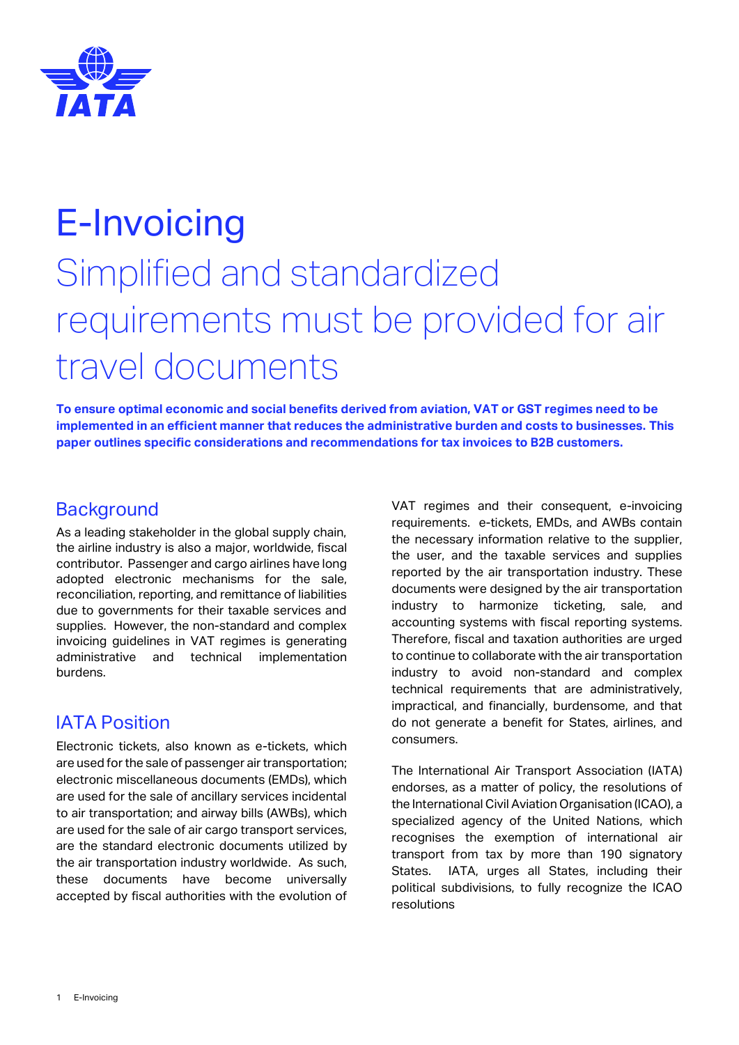# E-Invoicing

## Simplified and standardized requirements must be provided for air travel documents

**To ensure optimal economic and social benefits derived from aviation, VAT or GST regimes need to be implemented in an efficient manner that reduces the administrative burden and costs to businesses. This paper outlines specific considerations and recommendations for tax invoices to B2B customers.**

## Background

As a leading stakeholder in the global supply chain, the airline industry is also a major, worldwide, fiscal contributor. Passenger and cargo airlines have long adopted electronic mechanisms for the sale, reconciliation, reporting, and remittance of liabilities due to governments for their taxable services and supplies. However, the non-standard and complex invoicing guidelines in VAT regimes is generating administrative and technical implementation burdens.

## IATA Position

Electronic tickets, also known as e-tickets, which are used for the sale of passenger air transportation; electronic miscellaneous documents (EMDs), which are used for the sale of ancillary services incidental to air transportation; and airway bills (AWBs), which are used for the sale of air cargo transport services, are the standard electronic documents utilized by the air transportation industry worldwide. As such, these documents have become universally accepted by fiscal authorities with the evolution of VAT regimes and their consequent, e-invoicing requirements. e-tickets, EMDs, and AWBs contain the necessary information relative to the supplier, the user, and the taxable services and supplies reported by the air transportation industry. These documents were designed by the air transportation industry to harmonize ticketing, sale, and accounting systems with fiscal reporting systems. Therefore, fiscal and taxation authorities are urged to continue to collaborate with the air transportation industry to avoid non-standard and complex technical requirements that are administratively, impractical, and financially, burdensome, and that do not generate a benefit for States, airlines, and consumers.

The International Air Transport Association (IATA) endorses, as a matter of policy, the resolutions of the International Civil Aviation Organisation (ICAO), a specialized agency of the United Nations, which recognises the exemption of international air transport from tax by more than 190 signatory States. IATA, urges all States, including their political subdivisions, to fully recognize the ICAO resolutions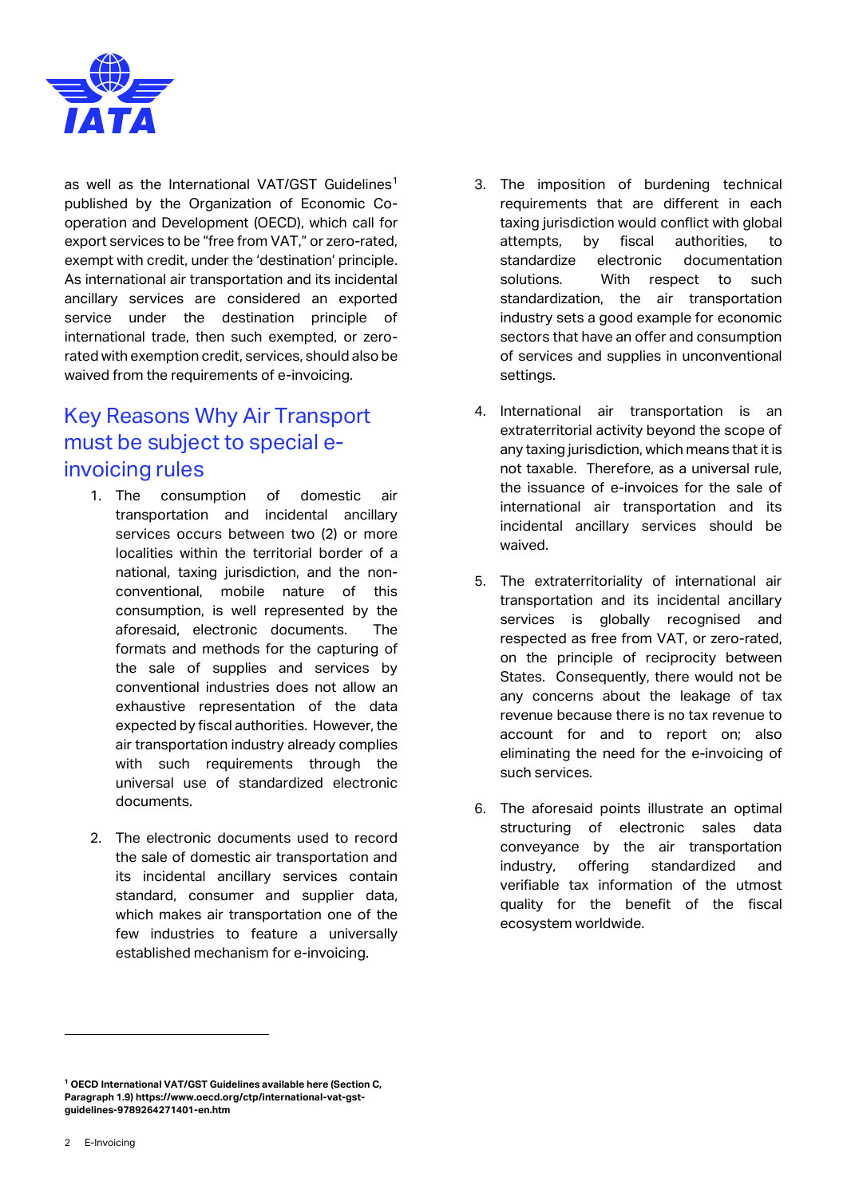as well as the International VAT/GST Guidelines[1] published by the Organization of Economic Co-operation and Development (OECD), which call for export services to be "free from VAT," or zero-rated, exempt with credit, under the 'destination' principle. As international air transportation and its incidental ancillary services are considered an exported service under the destination principle of international trade, then such exempted, or zero-rated with exemption credit, services, should also be waived from the requirements of e-invoicing.

## Key Reasons Why Air Transport must be subject to special e-invoicing rules

1. The consumption of domestic air transportation and incidental ancillary services occurs between two (2) or more localities within the territorial border of a national, taxing jurisdiction, and the non-conventional, mobile nature of this consumption, is well represented by the aforesaid, electronic documents. The formats and methods for the capturing of the sale of supplies and services by conventional industries does not allow an exhaustive representation of the data expected by fiscal authorities. However, the air transportation industry already complies with such requirements through the universal use of standardized electronic documents.

2. The electronic documents used to record the sale of domestic air transportation and its incidental ancillary services contain standard, consumer and supplier data, which makes air transportation one of the few industries to feature a universally established mechanism for e-invoicing.

3. The imposition of burdening technical requirements that are different in each taxing jurisdiction would conflict with global attempts, by fiscal authorities, to standardize electronic documentation solutions. With respect to such standardization, the air transportation industry sets a good example for economic sectors that have an offer and consumption of services and supplies in unconventional settings.

4. International air transportation is an extraterritorial activity beyond the scope of any taxing jurisdiction, which means that it is not taxable. Therefore, as a universal rule, the issuance of e-invoices for the sale of international air transportation and its incidental ancillary services should be waived.

5. The extraterritoriality of international air transportation and its incidental ancillary services is globally recognised and respected as free from VAT, or zero-rated, on the principle of reciprocity between States. Consequently, there would not be any concerns about the leakage of tax revenue because there is no tax revenue to account for and to report on; also eliminating the need for the e-invoicing of such services.

6. The aforesaid points illustrate an optimal structuring of electronic sales data conveyance by the air transportation industry, offering standardized and verifiable tax information of the utmost quality for the benefit of the fiscal ecosystem worldwide.

---

[1] **OECD International VAT/GST Guidelines available here (Section C, Paragraph 1.9) https://www.oecd.org/ctp/international-vat-gst-guidelines-9789264271401-en.htm**